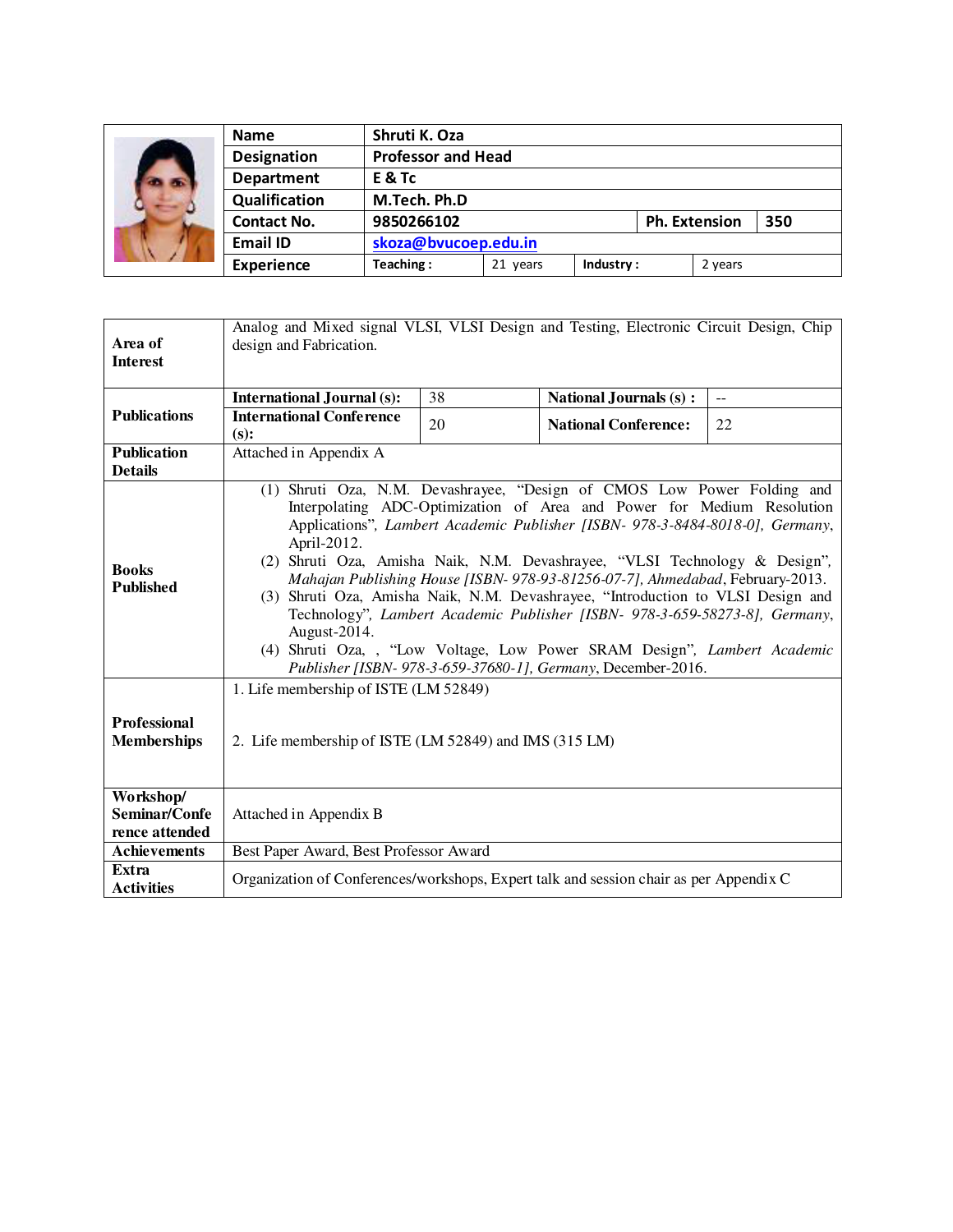| Name | Shruti K. Oza | | | |
|---|---|---|---|---|
| Designation | Professor and Head | | | |
| Department | E & Tc | | | |
| Qualification | M.Tech. Ph.D | | | |
| Contact No. | 9850266102 | | Ph. Extension | 350 |
| Email ID | skoza@bvucoep.edu.in | | | |
| Experience | Teaching : | 21 years | Industry : | 2 years |

| **Area of Interest** | Analog and Mixed signal VLSI, VLSI Design and Testing, Electronic Circuit Design, Chip design and Fabrication. | | | |
|---|---|---|---|---|
| **Publications** | **International Journal (s):** | 38 | **National Journals (s) :** | -- |
| | **International Conference (s):** | 20 | **National Conference:** | 22 |
| **Publication Details** | Attached in Appendix A | | | |
| **Books Published** | (1) Shruti Oza, N.M. Devashrayee, "Design of CMOS Low Power Folding and Interpolating ADC-Optimization of Area and Power for Medium Resolution Applications", *Lambert Academic Publisher [ISBN- 978-3-8484-8018-0], Germany*, April-2012. (2) Shruti Oza, Amisha Naik, N.M. Devashrayee, "VLSI Technology & Design", *Mahajan Publishing House [ISBN- 978-93-81256-07-7], Ahmedabad*, February-2013. (3) Shruti Oza, Amisha Naik, N.M. Devashrayee, "Introduction to VLSI Design and Technology", *Lambert Academic Publisher [ISBN- 978-3-659-58273-8], Germany*, August-2014. (4) Shruti Oza, , "Low Voltage, Low Power SRAM Design", *Lambert Academic Publisher [ISBN- 978-3-659-37680-1], Germany*, December-2016. | | | |
| **Professional Memberships** | 1. Life membership of ISTE (LM 52849) 2. Life membership of ISTE (LM 52849) and IMS (315 LM) | | | |
| **Workshop/ Seminar/Conference attended** | Attached in Appendix B | | | |
| **Achievements** | Best Paper Award, Best Professor Award | | | |
| **Extra Activities** | Organization of Conferences/workshops, Expert talk and session chair as per Appendix C | | | |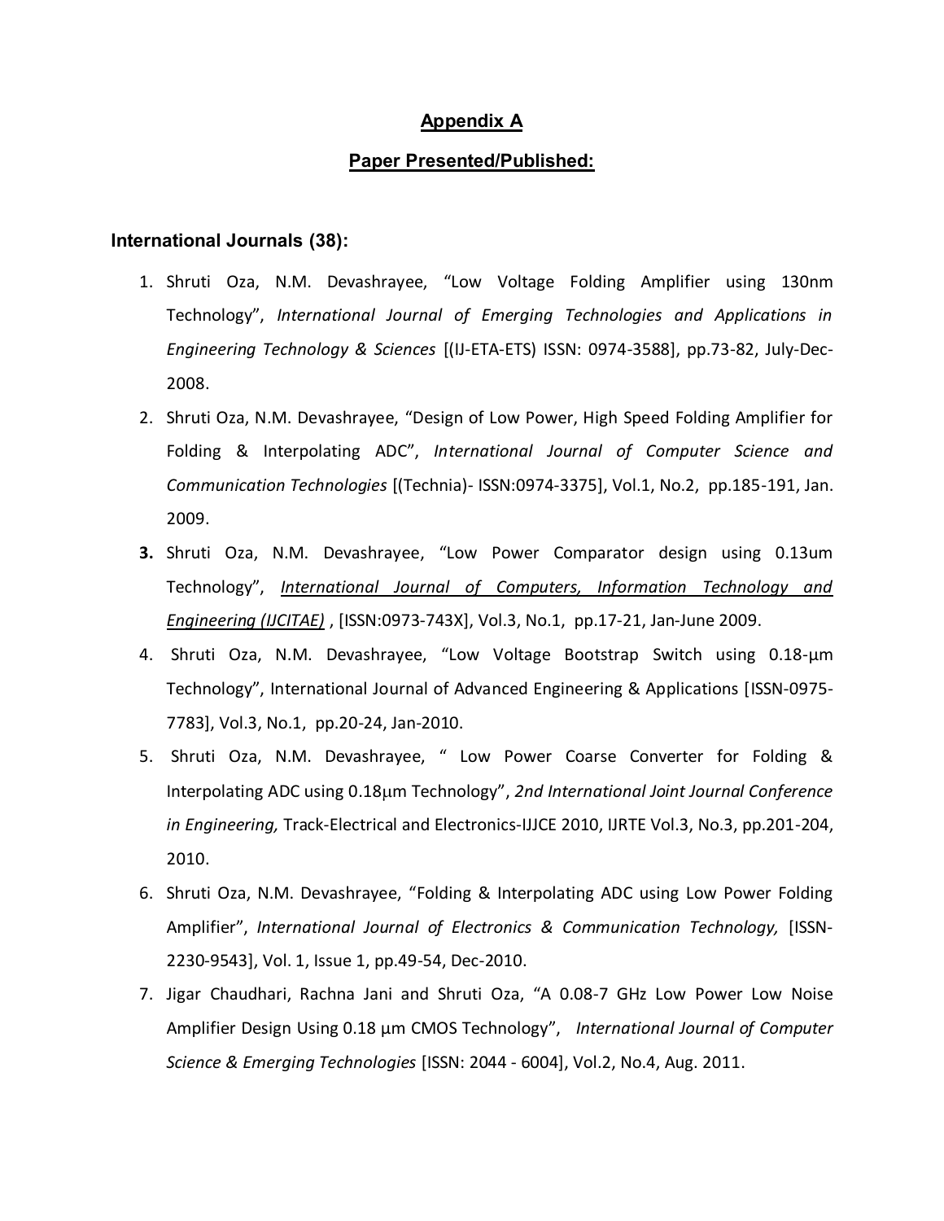## Appendix A

## Paper Presented/Published:

### International Journals (38):

1. Shruti Oza, N.M. Devashrayee, "Low Voltage Folding Amplifier using 130nm Technology", *International Journal of Emerging Technologies and Applications in Engineering Technology & Sciences* [(IJ-ETA-ETS) ISSN: 0974-3588], pp.73-82, July-Dec-2008.
2. Shruti Oza, N.M. Devashrayee, "Design of Low Power, High Speed Folding Amplifier for Folding & Interpolating ADC", *International Journal of Computer Science and Communication Technologies* [(Technia)- ISSN:0974-3375], Vol.1, No.2, pp.185-191, Jan. 2009.
3. Shruti Oza, N.M. Devashrayee, "Low Power Comparator design using 0.13um Technology", *International Journal of Computers, Information Technology and Engineering (IJCITAE)* , [ISSN:0973-743X], Vol.3, No.1, pp.17-21, Jan-June 2009.
4. Shruti Oza, N.M. Devashrayee, "Low Voltage Bootstrap Switch using 0.18-µm Technology", International Journal of Advanced Engineering & Applications [ISSN-0975-7783], Vol.3, No.1, pp.20-24, Jan-2010.
5. Shruti Oza, N.M. Devashrayee, " Low Power Coarse Converter for Folding & Interpolating ADC using 0.18µm Technology", *2nd International Joint Journal Conference in Engineering,* Track-Electrical and Electronics-IJJCE 2010, IJRTE Vol.3, No.3, pp.201-204, 2010.
6. Shruti Oza, N.M. Devashrayee, "Folding & Interpolating ADC using Low Power Folding Amplifier", *International Journal of Electronics & Communication Technology,* [ISSN-2230-9543], Vol. 1, Issue 1, pp.49-54, Dec-2010.
7. Jigar Chaudhari, Rachna Jani and Shruti Oza, "A 0.08-7 GHz Low Power Low Noise Amplifier Design Using 0.18 µm CMOS Technology", *International Journal of Computer Science & Emerging Technologies* [ISSN: 2044 - 6004], Vol.2, No.4, Aug. 2011.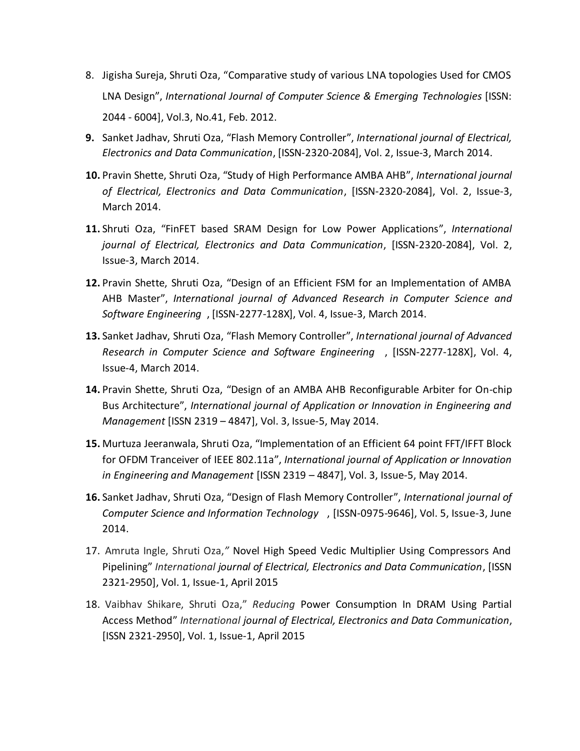8. Jigisha Sureja, Shruti Oza, "Comparative study of various LNA topologies Used for CMOS LNA Design", *International Journal of Computer Science & Emerging Technologies* [ISSN: 2044 - 6004], Vol.3, No.41, Feb. 2012.

9. Sanket Jadhav, Shruti Oza, "Flash Memory Controller", *International journal of Electrical, Electronics and Data Communication*, [ISSN-2320-2084], Vol. 2, Issue-3, March 2014.

10. Pravin Shette, Shruti Oza, "Study of High Performance AMBA AHB", *International journal of Electrical, Electronics and Data Communication*, [ISSN-2320-2084], Vol. 2, Issue-3, March 2014.

11. Shruti Oza, "FinFET based SRAM Design for Low Power Applications", *International journal of Electrical, Electronics and Data Communication*, [ISSN-2320-2084], Vol. 2, Issue-3, March 2014.

12. Pravin Shette, Shruti Oza, "Design of an Efficient FSM for an Implementation of AMBA AHB Master", *International journal of Advanced Research in Computer Science and Software Engineering* , [ISSN-2277-128X], Vol. 4, Issue-3, March 2014.

13. Sanket Jadhav, Shruti Oza, "Flash Memory Controller", *International journal of Advanced Research in Computer Science and Software Engineering* , [ISSN-2277-128X], Vol. 4, Issue-4, March 2014.

14. Pravin Shette, Shruti Oza, "Design of an AMBA AHB Reconfigurable Arbiter for On-chip Bus Architecture", *International journal of Application or Innovation in Engineering and Management* [ISSN 2319 – 4847], Vol. 3, Issue-5, May 2014.

15. Murtuza Jeeranwala, Shruti Oza, "Implementation of an Efficient 64 point FFT/IFFT Block for OFDM Tranceiver of IEEE 802.11a", *International journal of Application or Innovation in Engineering and Management* [ISSN 2319 – 4847], Vol. 3, Issue-5, May 2014.

16. Sanket Jadhav, Shruti Oza, "Design of Flash Memory Controller", *International journal of Computer Science and Information Technology* , [ISSN-0975-9646], Vol. 5, Issue-3, June 2014.

17. Amruta Ingle, Shruti Oza," Novel High Speed Vedic Multiplier Using Compressors And Pipelining" *International journal of Electrical, Electronics and Data Communication*, [ISSN 2321-2950], Vol. 1, Issue-1, April 2015

18. Vaibhav Shikare, Shruti Oza," *Reducing* Power Consumption In DRAM Using Partial Access Method" *International journal of Electrical, Electronics and Data Communication*, [ISSN 2321-2950], Vol. 1, Issue-1, April 2015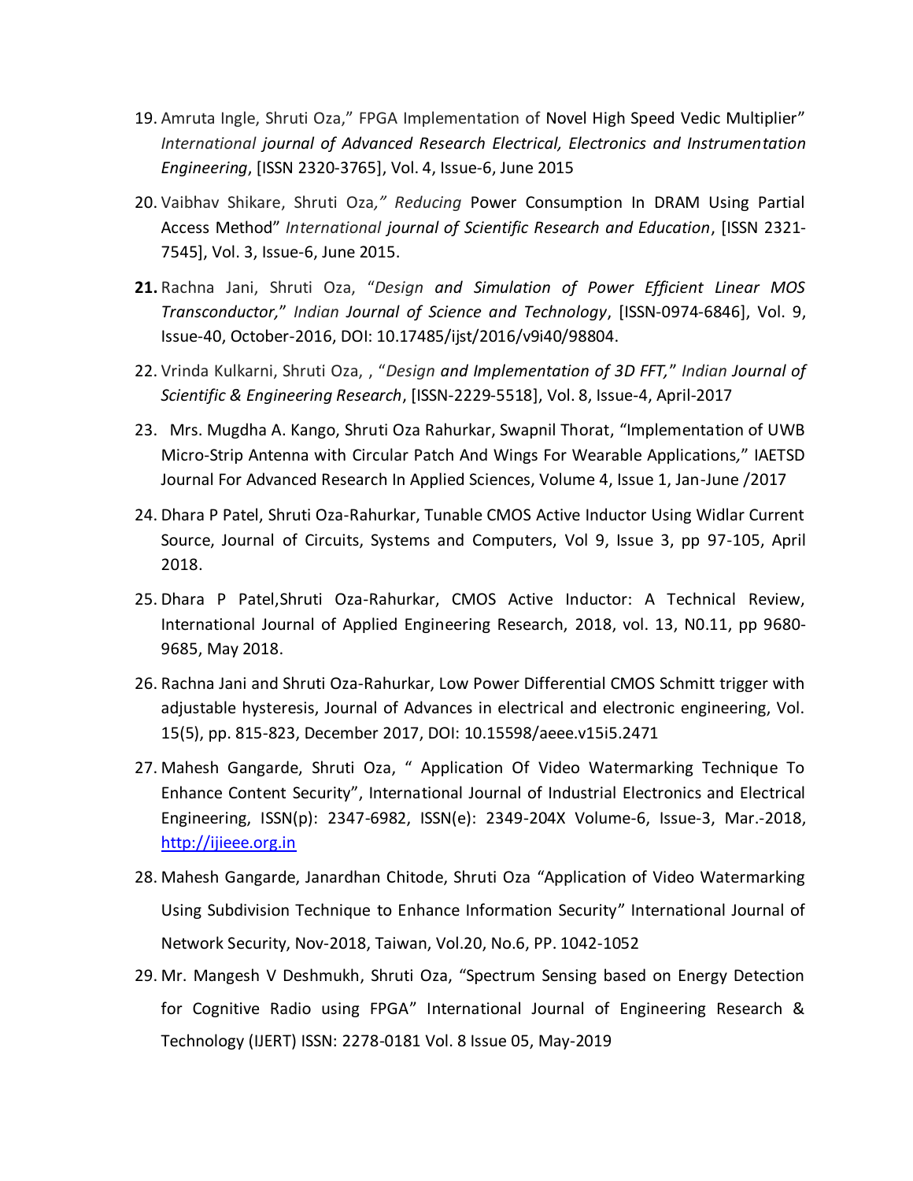19. Amruta Ingle, Shruti Oza," FPGA Implementation of Novel High Speed Vedic Multiplier" *International journal of Advanced Research Electrical, Electronics and Instrumentation Engineering*, [ISSN 2320-3765], Vol. 4, Issue-6, June 2015
20. Vaibhav Shikare, Shruti Oza*," Reducing* Power Consumption In DRAM Using Partial Access Method" *International journal of Scientific Research and Education*, [ISSN 2321-7545], Vol. 3, Issue-6, June 2015.
21. Rachna Jani, Shruti Oza, "*Design and Simulation of Power Efficient Linear MOS Transconductor,*" *Indian Journal of Science and Technology*, [ISSN-0974-6846], Vol. 9, Issue-40, October-2016, DOI: 10.17485/ijst/2016/v9i40/98804.
22. Vrinda Kulkarni, Shruti Oza, , "*Design and Implementation of 3D FFT,*" *Indian Journal of Scientific & Engineering Research*, [ISSN-2229-5518], Vol. 8, Issue-4, April-2017
23. Mrs. Mugdha A. Kango, Shruti Oza Rahurkar, Swapnil Thorat, "Implementation of UWB Micro-Strip Antenna with Circular Patch And Wings For Wearable Applications," IAETSD Journal For Advanced Research In Applied Sciences, Volume 4, Issue 1, Jan-June /2017
24. Dhara P Patel, Shruti Oza-Rahurkar, Tunable CMOS Active Inductor Using Widlar Current Source, Journal of Circuits, Systems and Computers, Vol 9, Issue 3, pp 97-105, April 2018.
25. Dhara P Patel,Shruti Oza-Rahurkar, CMOS Active Inductor: A Technical Review, International Journal of Applied Engineering Research, 2018, vol. 13, N0.11, pp 9680-9685, May 2018.
26. Rachna Jani and Shruti Oza-Rahurkar, Low Power Differential CMOS Schmitt trigger with adjustable hysteresis, Journal of Advances in electrical and electronic engineering, Vol. 15(5), pp. 815-823, December 2017, DOI: 10.15598/aeee.v15i5.2471
27. Mahesh Gangarde, Shruti Oza, " Application Of Video Watermarking Technique To Enhance Content Security", International Journal of Industrial Electronics and Electrical Engineering, ISSN(p): 2347-6982, ISSN(e): 2349-204X Volume-6, Issue-3, Mar.-2018, http://ijieee.org.in
28. Mahesh Gangarde, Janardhan Chitode, Shruti Oza "Application of Video Watermarking Using Subdivision Technique to Enhance Information Security" International Journal of Network Security, Nov-2018, Taiwan, Vol.20, No.6, PP. 1042-1052
29. Mr. Mangesh V Deshmukh, Shruti Oza, "Spectrum Sensing based on Energy Detection for Cognitive Radio using FPGA" International Journal of Engineering Research & Technology (IJERT) ISSN: 2278-0181 Vol. 8 Issue 05, May-2019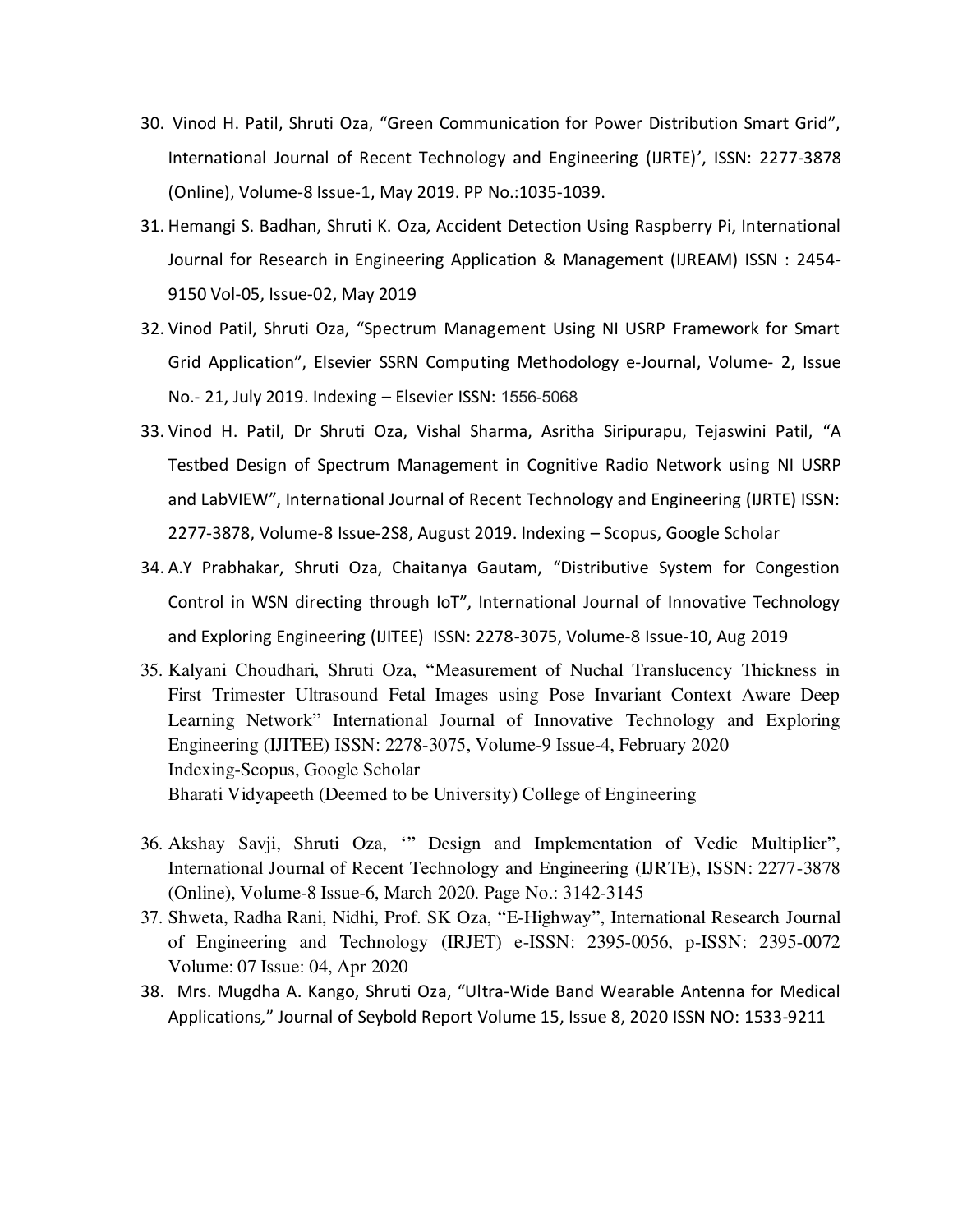30. Vinod H. Patil, Shruti Oza, "Green Communication for Power Distribution Smart Grid", International Journal of Recent Technology and Engineering (IJRTE)', ISSN: 2277-3878 (Online), Volume-8 Issue-1, May 2019. PP No.:1035-1039.
31. Hemangi S. Badhan, Shruti K. Oza, Accident Detection Using Raspberry Pi, International Journal for Research in Engineering Application & Management (IJREAM) ISSN : 2454-9150 Vol-05, Issue-02, May 2019
32. Vinod Patil, Shruti Oza, "Spectrum Management Using NI USRP Framework for Smart Grid Application", Elsevier SSRN Computing Methodology e-Journal, Volume- 2, Issue No.- 21, July 2019. Indexing – Elsevier ISSN: 1556-5068
33. Vinod H. Patil, Dr Shruti Oza, Vishal Sharma, Asritha Siripurapu, Tejaswini Patil, "A Testbed Design of Spectrum Management in Cognitive Radio Network using NI USRP and LabVIEW", International Journal of Recent Technology and Engineering (IJRTE) ISSN: 2277-3878, Volume-8 Issue-2S8, August 2019. Indexing – Scopus, Google Scholar
34. A.Y Prabhakar, Shruti Oza, Chaitanya Gautam, "Distributive System for Congestion Control in WSN directing through IoT", International Journal of Innovative Technology and Exploring Engineering (IJITEE) ISSN: 2278-3075, Volume-8 Issue-10, Aug 2019
35. Kalyani Choudhari, Shruti Oza, "Measurement of Nuchal Translucency Thickness in First Trimester Ultrasound Fetal Images using Pose Invariant Context Aware Deep Learning Network" International Journal of Innovative Technology and Exploring Engineering (IJITEE) ISSN: 2278-3075, Volume-9 Issue-4, February 2020
    Indexing-Scopus, Google Scholar
    Bharati Vidyapeeth (Deemed to be University) College of Engineering
36. Akshay Savji, Shruti Oza, '" Design and Implementation of Vedic Multiplier", International Journal of Recent Technology and Engineering (IJRTE), ISSN: 2277-3878 (Online), Volume-8 Issue-6, March 2020. Page No.: 3142-3145
37. Shweta, Radha Rani, Nidhi, Prof. SK Oza, "E-Highway", International Research Journal of Engineering and Technology (IRJET) e-ISSN: 2395-0056, p-ISSN: 2395-0072 Volume: 07 Issue: 04, Apr 2020
38. Mrs. Mugdha A. Kango, Shruti Oza, "Ultra-Wide Band Wearable Antenna for Medical Applications," Journal of Seybold Report Volume 15, Issue 8, 2020 ISSN NO: 1533-9211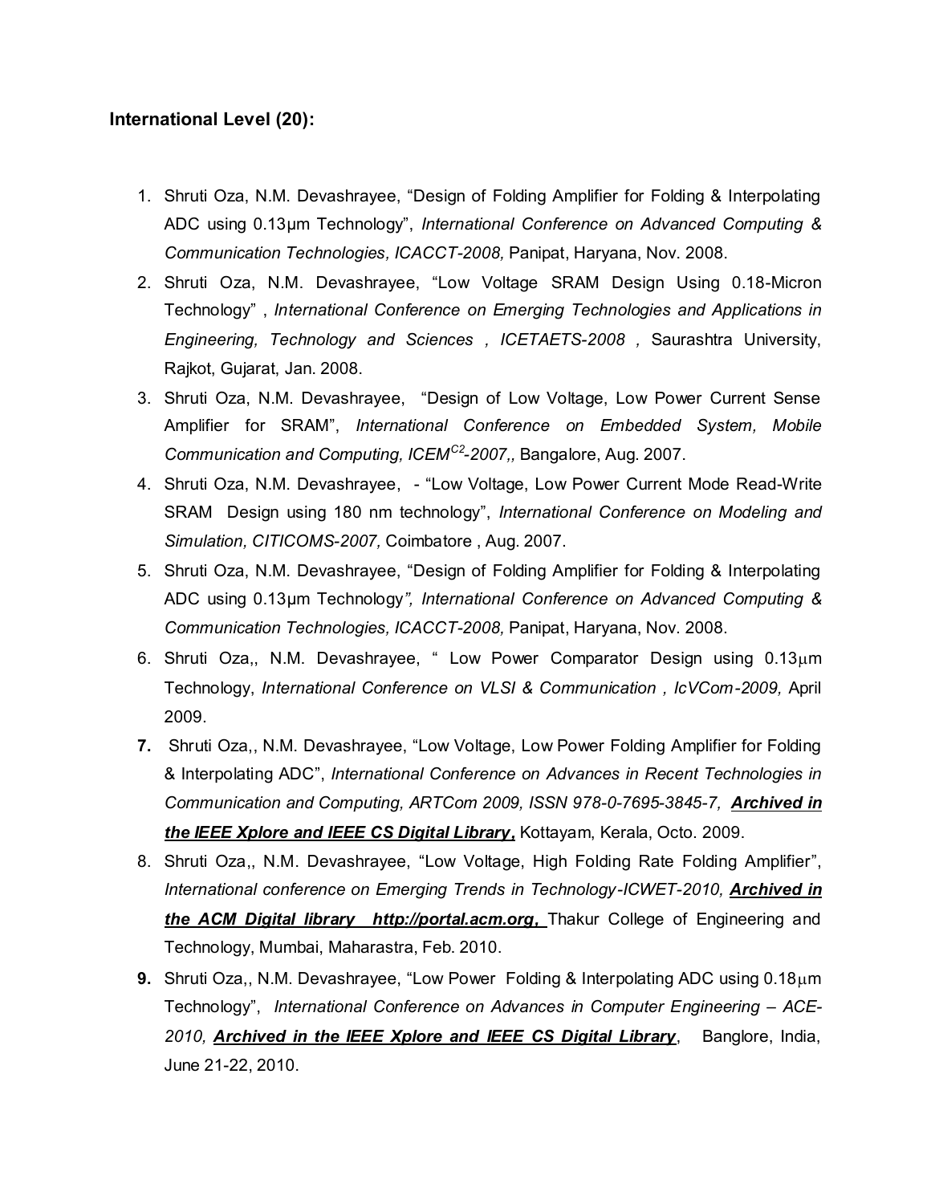**International Level (20):**

1. Shruti Oza, N.M. Devashrayee, "Design of Folding Amplifier for Folding & Interpolating ADC using 0.13µm Technology", *International Conference on Advanced Computing & Communication Technologies, ICACCT-2008,* Panipat, Haryana, Nov. 2008.
2. Shruti Oza, N.M. Devashrayee, "Low Voltage SRAM Design Using 0.18-Micron Technology" , *International Conference on Emerging Technologies and Applications in Engineering, Technology and Sciences , ICETAETS-2008 ,* Saurashtra University, Rajkot, Gujarat, Jan. 2008.
3. Shruti Oza, N.M. Devashrayee, "Design of Low Voltage, Low Power Current Sense Amplifier for SRAM", *International Conference on Embedded System, Mobile Communication and Computing, ICEM$^{C2}$-2007,,* Bangalore, Aug. 2007.
4. Shruti Oza, N.M. Devashrayee, - "Low Voltage, Low Power Current Mode Read-Write SRAM Design using 180 nm technology", *International Conference on Modeling and Simulation, CITICOMS-2007,* Coimbatore , Aug. 2007.
5. Shruti Oza, N.M. Devashrayee, "Design of Folding Amplifier for Folding & Interpolating ADC using 0.13µm Technology*", International Conference on Advanced Computing & Communication Technologies, ICACCT-2008,* Panipat, Haryana, Nov. 2008.
6. Shruti Oza,, N.M. Devashrayee, " Low Power Comparator Design using 0.13µm Technology, *International Conference on VLSI & Communication , IcVCom-2009,* April 2009.
7. Shruti Oza,, N.M. Devashrayee, "Low Voltage, Low Power Folding Amplifier for Folding & Interpolating ADC", *International Conference on Advances in Recent Technologies in Communication and Computing, ARTCom 2009, ISSN 978-0-7695-3845-7,* ***Archived in the IEEE Xplore and IEEE CS Digital Library*****,** Kottayam, Kerala, Octo. 2009.
8. Shruti Oza,, N.M. Devashrayee, "Low Voltage, High Folding Rate Folding Amplifier", *International conference on Emerging Trends in Technology-ICWET-2010,* ***Archived in the ACM Digital library http://portal.acm.org,*** Thakur College of Engineering and Technology, Mumbai, Maharastra, Feb. 2010.
9. Shruti Oza,, N.M. Devashrayee, "Low Power Folding & Interpolating ADC using 0.18µm Technology", *International Conference on Advances in Computer Engineering – ACE-2010,* ***Archived in the IEEE Xplore and IEEE CS Digital Library***, Banglore, India, June 21-22, 2010.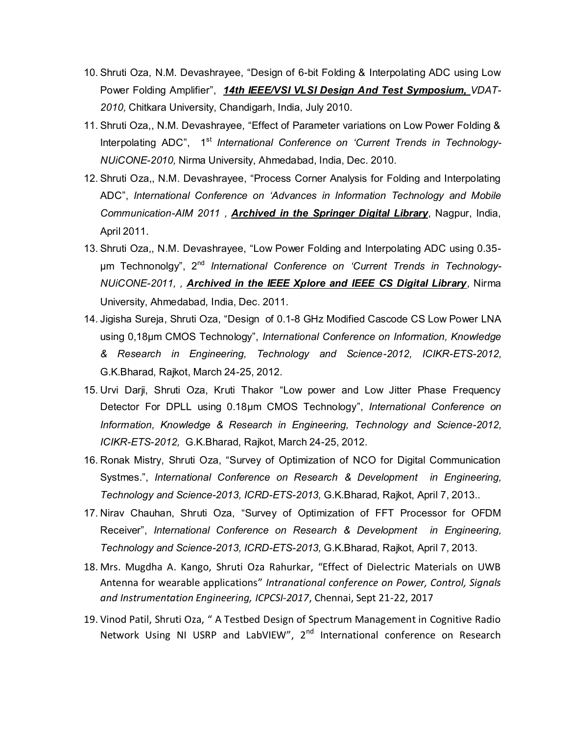10. Shruti Oza, N.M. Devashrayee, "Design of 6-bit Folding & Interpolating ADC using Low Power Folding Amplifier", ***<u>14th IEEE/VSI VLSI Design And Test Symposium,</u>*** *VDAT-2010,* Chitkara University, Chandigarh, India, July 2010.
11. Shruti Oza,, N.M. Devashrayee, "Effect of Parameter variations on Low Power Folding & Interpolating ADC", 1st *International Conference on 'Current Trends in Technology-NUiCONE-2010,* Nirma University, Ahmedabad, India, Dec. 2010.
12. Shruti Oza,, N.M. Devashrayee, "Process Corner Analysis for Folding and Interpolating ADC", *International Conference on 'Advances in Information Technology and Mobile Communication-AIM 2011 ,* ***<u>Archived in the Springer Digital Library</u>***, Nagpur, India, April 2011.
13. Shruti Oza,, N.M. Devashrayee, "Low Power Folding and Interpolating ADC using 0.35-μm Technonolgy", 2nd *International Conference on 'Current Trends in Technology-NUiCONE-2011, ,* ***<u>Archived in the IEEE Xplore and IEEE CS Digital Library</u>***, Nirma University, Ahmedabad, India, Dec. 2011.
14. Jigisha Sureja, Shruti Oza, "Design of 0.1-8 GHz Modified Cascode CS Low Power LNA using 0,18μm CMOS Technology", *International Conference on Information, Knowledge & Research in Engineering, Technology and Science-2012, ICIKR-ETS-2012,* G.K.Bharad, Rajkot, March 24-25, 2012.
15. Urvi Darji, Shruti Oza, Kruti Thakor "Low power and Low Jitter Phase Frequency Detector For DPLL using 0.18μm CMOS Technology", *International Conference on Information, Knowledge & Research in Engineering, Technology and Science-2012, ICIKR-ETS-2012,* G.K.Bharad, Rajkot, March 24-25, 2012.
16. Ronak Mistry, Shruti Oza, "Survey of Optimization of NCO for Digital Communication Systmes.", *International Conference on Research & Development in Engineering, Technology and Science-2013, ICRD-ETS-2013,* G.K.Bharad, Rajkot, April 7, 2013..
17. Nirav Chauhan, Shruti Oza, "Survey of Optimization of FFT Processor for OFDM Receiver", *International Conference on Research & Development in Engineering, Technology and Science-2013, ICRD-ETS-2013,* G.K.Bharad, Rajkot, April 7, 2013.
18. Mrs. Mugdha A. Kango, Shruti Oza Rahurkar, "Effect of Dielectric Materials on UWB Antenna for wearable applications" *Intranational conference on Power, Control, Signals and Instrumentation Engineering, ICPCSI-2017*, Chennai, Sept 21-22, 2017
19. Vinod Patil, Shruti Oza, " A Testbed Design of Spectrum Management in Cognitive Radio Network Using NI USRP and LabVIEW", 2nd International conference on Research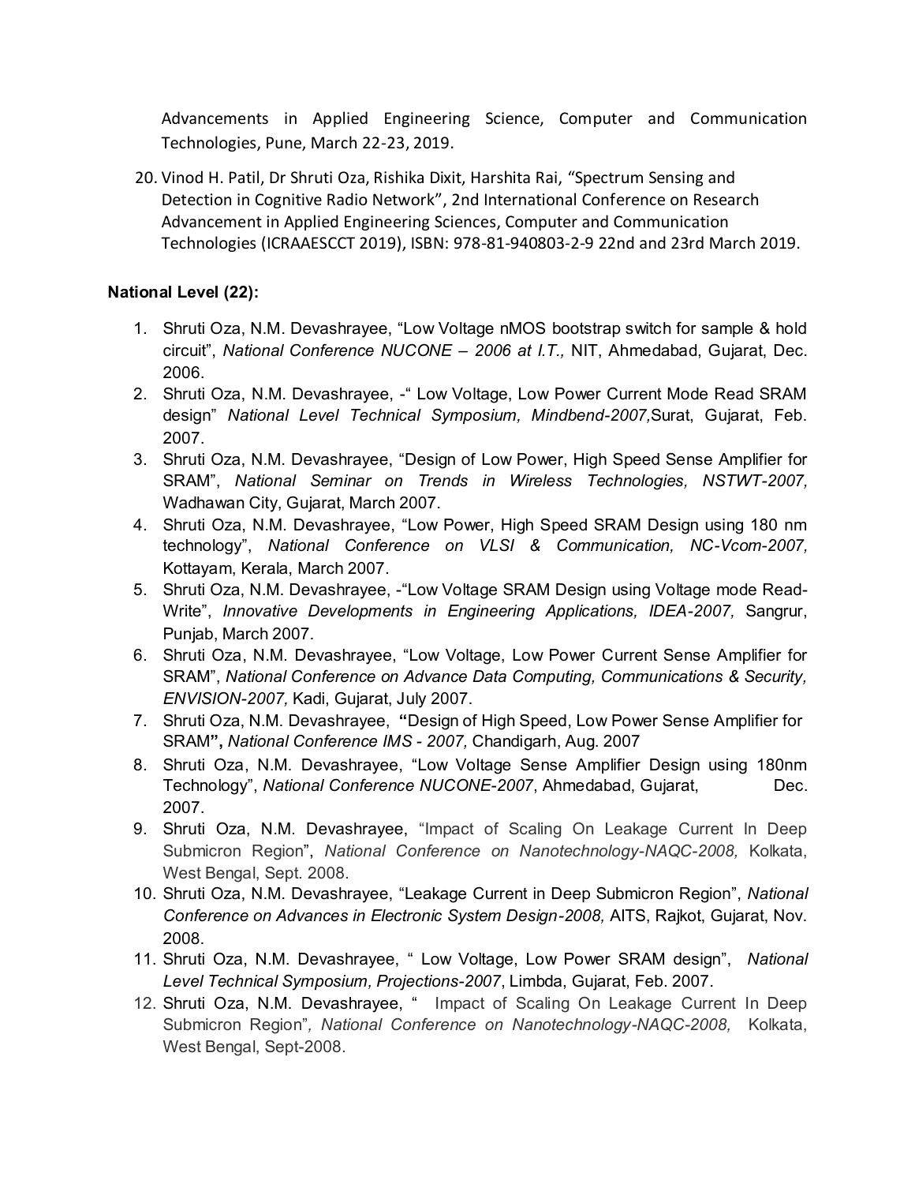Advancements in Applied Engineering Science, Computer and Communication Technologies, Pune, March 22-23, 2019.

20. Vinod H. Patil, Dr Shruti Oza, Rishika Dixit, Harshita Rai, "Spectrum Sensing and Detection in Cognitive Radio Network", 2nd International Conference on Research Advancement in Applied Engineering Sciences, Computer and Communication Technologies (ICRAAESCCT 2019), ISBN: 978-81-940803-2-9 22nd and 23rd March 2019.

**National Level (22):**

1. Shruti Oza, N.M. Devashrayee, "Low Voltage nMOS bootstrap switch for sample & hold circuit", *National Conference NUCONE – 2006 at I.T.,* NIT, Ahmedabad, Gujarat, Dec. 2006.
2. Shruti Oza, N.M. Devashrayee, -" Low Voltage, Low Power Current Mode Read SRAM design" *National Level Technical Symposium, Mindbend-2007,*Surat, Gujarat, Feb. 2007.
3. Shruti Oza, N.M. Devashrayee, "Design of Low Power, High Speed Sense Amplifier for SRAM", *National Seminar on Trends in Wireless Technologies, NSTWT-2007,* Wadhawan City, Gujarat, March 2007.
4. Shruti Oza, N.M. Devashrayee, "Low Power, High Speed SRAM Design using 180 nm technology", *National Conference on VLSI & Communication, NC-Vcom-2007,* Kottayam, Kerala, March 2007.
5. Shruti Oza, N.M. Devashrayee, -"Low Voltage SRAM Design using Voltage mode Read-Write", *Innovative Developments in Engineering Applications, IDEA-2007,* Sangrur, Punjab, March 2007.
6. Shruti Oza, N.M. Devashrayee, "Low Voltage, Low Power Current Sense Amplifier for SRAM", *National Conference on Advance Data Computing, Communications & Security, ENVISION-2007,* Kadi, Gujarat, July 2007.
7. Shruti Oza, N.M. Devashrayee, **"**Design of High Speed, Low Power Sense Amplifier for SRAM**",** *National Conference IMS - 2007,* Chandigarh, Aug. 2007
8. Shruti Oza, N.M. Devashrayee, "Low Voltage Sense Amplifier Design using 180nm Technology", *National Conference NUCONE-2007*, Ahmedabad, Gujarat, Dec. 2007.
9. Shruti Oza, N.M. Devashrayee, "Impact of Scaling On Leakage Current In Deep Submicron Region", *National Conference on Nanotechnology-NAQC-2008,* Kolkata, West Bengal, Sept. 2008.
10. Shruti Oza, N.M. Devashrayee, "Leakage Current in Deep Submicron Region", *National Conference on Advances in Electronic System Design-2008,* AITS, Rajkot, Gujarat, Nov. 2008.
11. Shruti Oza, N.M. Devashrayee, " Low Voltage, Low Power SRAM design", *National Level Technical Symposium, Projections-2007*, Limbda, Gujarat, Feb. 2007.
12. Shruti Oza, N.M. Devashrayee, " Impact of Scaling On Leakage Current In Deep Submicron Region"*, National Conference on Nanotechnology-NAQC-2008,* Kolkata, West Bengal, Sept-2008.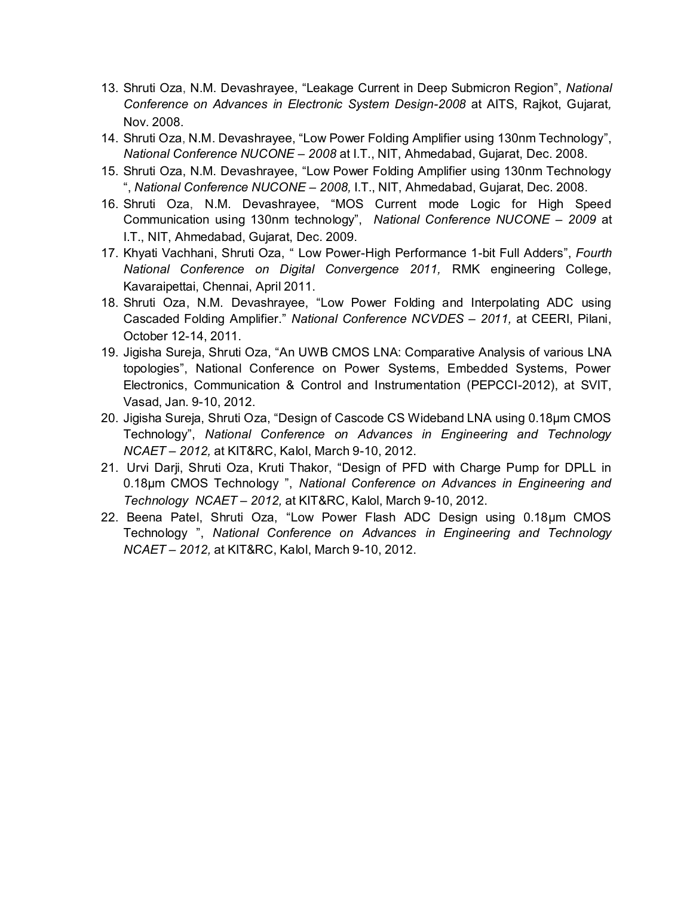13. Shruti Oza, N.M. Devashrayee, "Leakage Current in Deep Submicron Region", *National Conference on Advances in Electronic System Design-2008* at AITS, Rajkot, Gujarat, Nov. 2008.
14. Shruti Oza, N.M. Devashrayee, "Low Power Folding Amplifier using 130nm Technology", *National Conference NUCONE – 2008* at I.T., NIT, Ahmedabad, Gujarat, Dec. 2008.
15. Shruti Oza, N.M. Devashrayee, "Low Power Folding Amplifier using 130nm Technology ", *National Conference NUCONE – 2008,* I.T., NIT, Ahmedabad, Gujarat, Dec. 2008.
16. Shruti Oza, N.M. Devashrayee, "MOS Current mode Logic for High Speed Communication using 130nm technology", *National Conference NUCONE – 2009* at I.T., NIT, Ahmedabad, Gujarat, Dec. 2009.
17. Khyati Vachhani, Shruti Oza, " Low Power-High Performance 1-bit Full Adders", *Fourth National Conference on Digital Convergence 2011,* RMK engineering College, Kavaraipettai, Chennai, April 2011.
18. Shruti Oza, N.M. Devashrayee, "Low Power Folding and Interpolating ADC using Cascaded Folding Amplifier." *National Conference NCVDES – 2011,* at CEERI, Pilani, October 12-14, 2011.
19. Jigisha Sureja, Shruti Oza, "An UWB CMOS LNA: Comparative Analysis of various LNA topologies", National Conference on Power Systems, Embedded Systems, Power Electronics, Communication & Control and Instrumentation (PEPCCI-2012), at SVIT, Vasad, Jan. 9-10, 2012.
20. Jigisha Sureja, Shruti Oza, "Design of Cascode CS Wideband LNA using 0.18µm CMOS Technology", *National Conference on Advances in Engineering and Technology NCAET – 2012,* at KIT&RC, Kalol, March 9-10, 2012.
21. Urvi Darji, Shruti Oza, Kruti Thakor, "Design of PFD with Charge Pump for DPLL in 0.18µm CMOS Technology ", *National Conference on Advances in Engineering and Technology NCAET – 2012,* at KIT&RC, Kalol, March 9-10, 2012.
22. Beena Patel, Shruti Oza, "Low Power Flash ADC Design using 0.18µm CMOS Technology ", *National Conference on Advances in Engineering and Technology NCAET – 2012,* at KIT&RC, Kalol, March 9-10, 2012.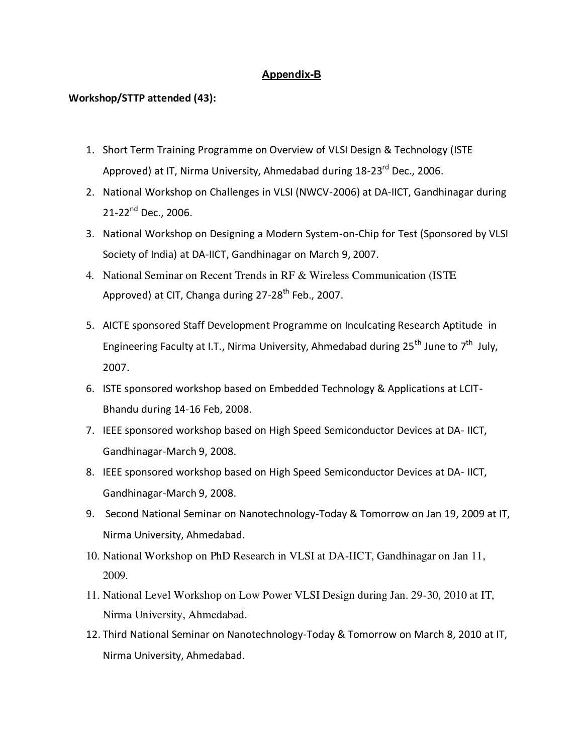## Appendix-B

**Workshop/STTP attended (43):**

1. Short Term Training Programme on Overview of VLSI Design & Technology (ISTE Approved) at IT, Nirma University, Ahmedabad during 18-23[rd] Dec., 2006.
2. National Workshop on Challenges in VLSI (NWCV-2006) at DA-IICT, Gandhinagar during 21-22[nd] Dec., 2006.
3. National Workshop on Designing a Modern System-on-Chip for Test (Sponsored by VLSI Society of India) at DA-IICT, Gandhinagar on March 9, 2007.
4. National Seminar on Recent Trends in RF & Wireless Communication (ISTE Approved) at CIT, Changa during 27-28[th] Feb., 2007.
5. AICTE sponsored Staff Development Programme on Inculcating Research Aptitude in Engineering Faculty at I.T., Nirma University, Ahmedabad during 25[th] June to 7[th] July, 2007.
6. ISTE sponsored workshop based on Embedded Technology & Applications at LCIT-Bhandu during 14-16 Feb, 2008.
7. IEEE sponsored workshop based on High Speed Semiconductor Devices at DA- IICT, Gandhinagar-March 9, 2008.
8. IEEE sponsored workshop based on High Speed Semiconductor Devices at DA- IICT, Gandhinagar-March 9, 2008.
9. Second National Seminar on Nanotechnology-Today & Tomorrow on Jan 19, 2009 at IT, Nirma University, Ahmedabad.
10. National Workshop on PhD Research in VLSI at DA-IICT, Gandhinagar on Jan 11, 2009.
11. National Level Workshop on Low Power VLSI Design during Jan. 29-30, 2010 at IT, Nirma University, Ahmedabad.
12. Third National Seminar on Nanotechnology-Today & Tomorrow on March 8, 2010 at IT, Nirma University, Ahmedabad.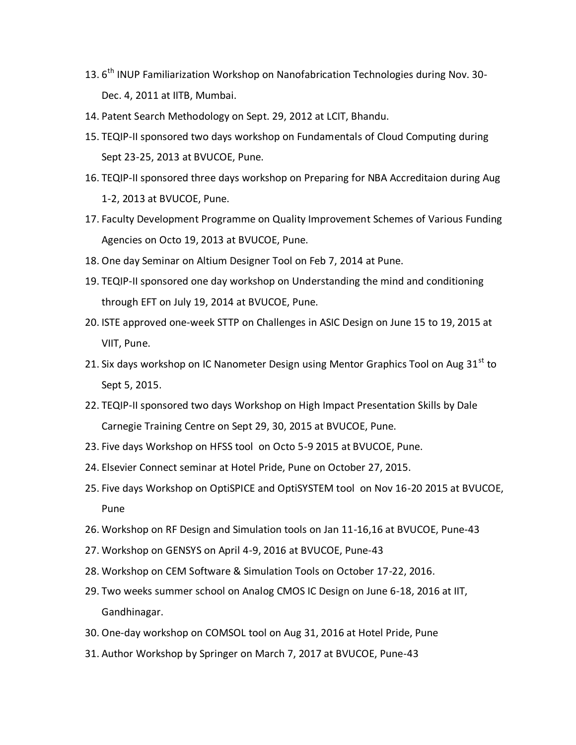13. 6th INUP Familiarization Workshop on Nanofabrication Technologies during Nov. 30-Dec. 4, 2011 at IITB, Mumbai.
14. Patent Search Methodology on Sept. 29, 2012 at LCIT, Bhandu.
15. TEQIP-II sponsored two days workshop on Fundamentals of Cloud Computing during Sept 23-25, 2013 at BVUCOE, Pune.
16. TEQIP-II sponsored three days workshop on Preparing for NBA Accreditaion during Aug 1-2, 2013 at BVUCOE, Pune.
17. Faculty Development Programme on Quality Improvement Schemes of Various Funding Agencies on Octo 19, 2013 at BVUCOE, Pune.
18. One day Seminar on Altium Designer Tool on Feb 7, 2014 at Pune.
19. TEQIP-II sponsored one day workshop on Understanding the mind and conditioning through EFT on July 19, 2014 at BVUCOE, Pune.
20. ISTE approved one-week STTP on Challenges in ASIC Design on June 15 to 19, 2015 at VIIT, Pune.
21. Six days workshop on IC Nanometer Design using Mentor Graphics Tool on Aug 31st to Sept 5, 2015.
22. TEQIP-II sponsored two days Workshop on High Impact Presentation Skills by Dale Carnegie Training Centre on Sept 29, 30, 2015 at BVUCOE, Pune.
23. Five days Workshop on HFSS tool on Octo 5-9 2015 at BVUCOE, Pune.
24. Elsevier Connect seminar at Hotel Pride, Pune on October 27, 2015.
25. Five days Workshop on OptiSPICE and OptiSYSTEM tool on Nov 16-20 2015 at BVUCOE, Pune
26. Workshop on RF Design and Simulation tools on Jan 11-16,16 at BVUCOE, Pune-43
27. Workshop on GENSYS on April 4-9, 2016 at BVUCOE, Pune-43
28. Workshop on CEM Software & Simulation Tools on October 17-22, 2016.
29. Two weeks summer school on Analog CMOS IC Design on June 6-18, 2016 at IIT, Gandhinagar.
30. One-day workshop on COMSOL tool on Aug 31, 2016 at Hotel Pride, Pune
31. Author Workshop by Springer on March 7, 2017 at BVUCOE, Pune-43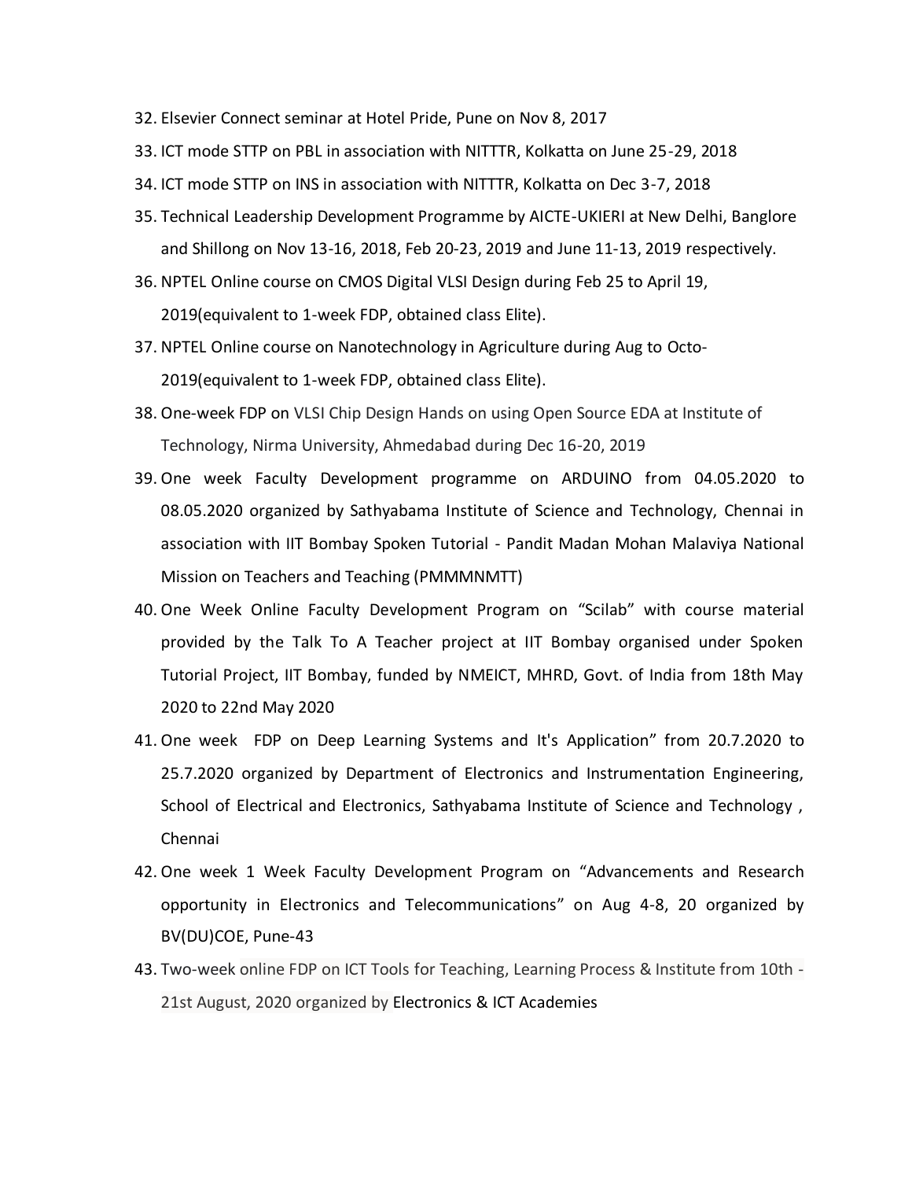32. Elsevier Connect seminar at Hotel Pride, Pune on Nov 8, 2017
33. ICT mode STTP on PBL in association with NITTTR, Kolkatta on June 25-29, 2018
34. ICT mode STTP on INS in association with NITTTR, Kolkatta on Dec 3-7, 2018
35. Technical Leadership Development Programme by AICTE-UKIERI at New Delhi, Banglore and Shillong on Nov 13-16, 2018, Feb 20-23, 2019 and June 11-13, 2019 respectively.
36. NPTEL Online course on CMOS Digital VLSI Design during Feb 25 to April 19, 2019(equivalent to 1-week FDP, obtained class Elite).
37. NPTEL Online course on Nanotechnology in Agriculture during Aug to Octo-2019(equivalent to 1-week FDP, obtained class Elite).
38. One-week FDP on VLSI Chip Design Hands on using Open Source EDA at Institute of Technology, Nirma University, Ahmedabad during Dec 16-20, 2019
39. One week Faculty Development programme on ARDUINO from 04.05.2020 to 08.05.2020 organized by Sathyabama Institute of Science and Technology, Chennai in association with IIT Bombay Spoken Tutorial - Pandit Madan Mohan Malaviya National Mission on Teachers and Teaching (PMMMNMTT)
40. One Week Online Faculty Development Program on “Scilab” with course material provided by the Talk To A Teacher project at IIT Bombay organised under Spoken Tutorial Project, IIT Bombay, funded by NMEICT, MHRD, Govt. of India from 18th May 2020 to 22nd May 2020
41. One week FDP on Deep Learning Systems and It's Application” from 20.7.2020 to 25.7.2020 organized by Department of Electronics and Instrumentation Engineering, School of Electrical and Electronics, Sathyabama Institute of Science and Technology , Chennai
42. One week 1 Week Faculty Development Program on “Advancements and Research opportunity in Electronics and Telecommunications” on Aug 4-8, 20 organized by BV(DU)COE, Pune-43
43. Two-week online FDP on ICT Tools for Teaching, Learning Process & Institute from 10th - 21st August, 2020 organized by Electronics & ICT Academies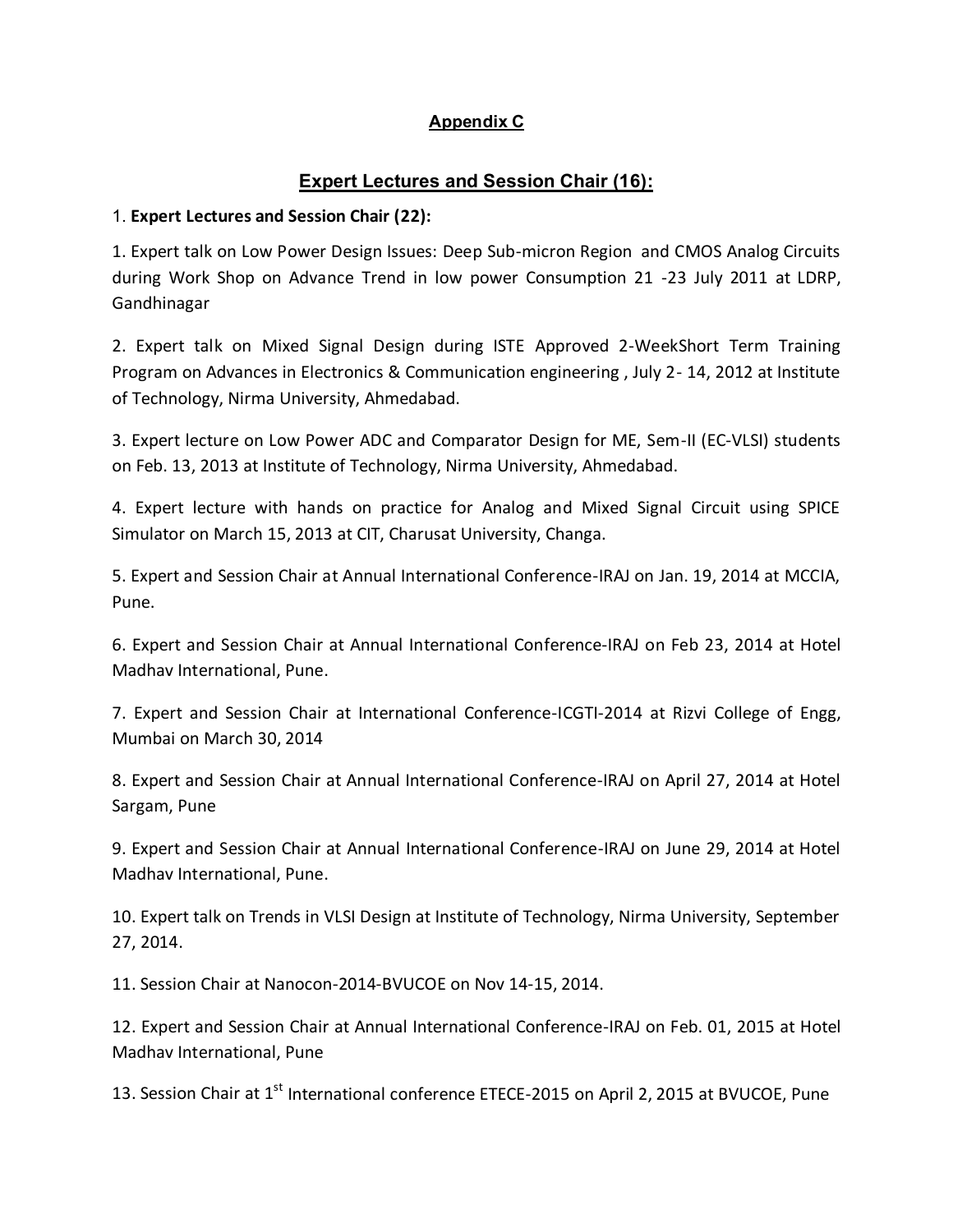## Appendix C

## Expert Lectures and Session Chair (16):

1. **Expert Lectures and Session Chair (22):**

1. Expert talk on Low Power Design Issues: Deep Sub-micron Region and CMOS Analog Circuits during Work Shop on Advance Trend in low power Consumption 21 -23 July 2011 at LDRP, Gandhinagar

2. Expert talk on Mixed Signal Design during ISTE Approved 2-WeekShort Term Training Program on Advances in Electronics & Communication engineering , July 2- 14, 2012 at Institute of Technology, Nirma University, Ahmedabad.

3. Expert lecture on Low Power ADC and Comparator Design for ME, Sem-II (EC-VLSI) students on Feb. 13, 2013 at Institute of Technology, Nirma University, Ahmedabad.

4. Expert lecture with hands on practice for Analog and Mixed Signal Circuit using SPICE Simulator on March 15, 2013 at CIT, Charusat University, Changa.

5. Expert and Session Chair at Annual International Conference-IRAJ on Jan. 19, 2014 at MCCIA, Pune.

6. Expert and Session Chair at Annual International Conference-IRAJ on Feb 23, 2014 at Hotel Madhav International, Pune.

7. Expert and Session Chair at International Conference-ICGTI-2014 at Rizvi College of Engg, Mumbai on March 30, 2014

8. Expert and Session Chair at Annual International Conference-IRAJ on April 27, 2014 at Hotel Sargam, Pune

9. Expert and Session Chair at Annual International Conference-IRAJ on June 29, 2014 at Hotel Madhav International, Pune.

10. Expert talk on Trends in VLSI Design at Institute of Technology, Nirma University, September 27, 2014.

11. Session Chair at Nanocon-2014-BVUCOE on Nov 14-15, 2014.

12. Expert and Session Chair at Annual International Conference-IRAJ on Feb. 01, 2015 at Hotel Madhav International, Pune

13. Session Chair at 1st International conference ETECE-2015 on April 2, 2015 at BVUCOE, Pune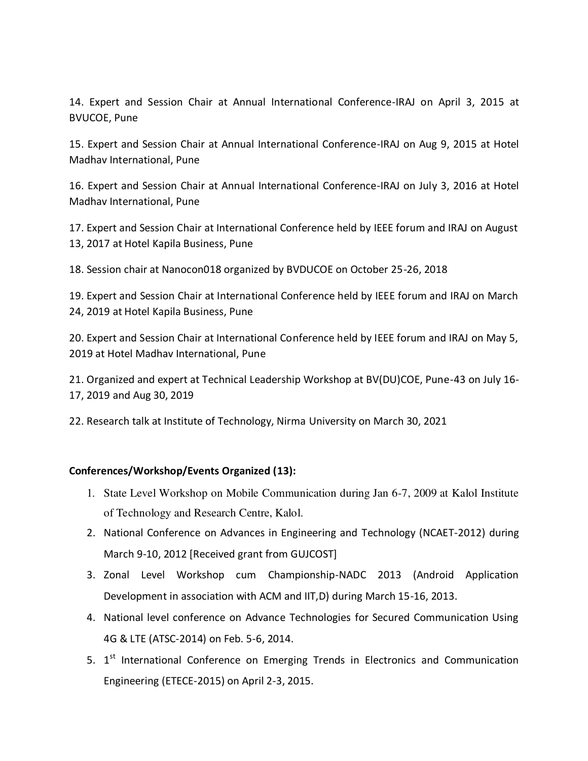14. Expert and Session Chair at Annual International Conference-IRAJ on April 3, 2015 at BVUCOE, Pune

15. Expert and Session Chair at Annual International Conference-IRAJ on Aug 9, 2015 at Hotel Madhav International, Pune

16. Expert and Session Chair at Annual International Conference-IRAJ on July 3, 2016 at Hotel Madhav International, Pune

17. Expert and Session Chair at International Conference held by IEEE forum and IRAJ on August 13, 2017 at Hotel Kapila Business, Pune

18. Session chair at Nanocon018 organized by BVDUCOE on October 25-26, 2018

19. Expert and Session Chair at International Conference held by IEEE forum and IRAJ on March 24, 2019 at Hotel Kapila Business, Pune

20. Expert and Session Chair at International Conference held by IEEE forum and IRAJ on May 5, 2019 at Hotel Madhav International, Pune

21. Organized and expert at Technical Leadership Workshop at BV(DU)COE, Pune-43 on July 16-17, 2019 and Aug 30, 2019

22. Research talk at Institute of Technology, Nirma University on March 30, 2021

**Conferences/Workshop/Events Organized (13):**

1. State Level Workshop on Mobile Communication during Jan 6-7, 2009 at Kalol Institute of Technology and Research Centre, Kalol.
2. National Conference on Advances in Engineering and Technology (NCAET-2012) during March 9-10, 2012 [Received grant from GUJCOST]
3. Zonal Level Workshop cum Championship-NADC 2013 (Android Application Development in association with ACM and IIT,D) during March 15-16, 2013.
4. National level conference on Advance Technologies for Secured Communication Using 4G & LTE (ATSC-2014) on Feb. 5-6, 2014.
5. 1st International Conference on Emerging Trends in Electronics and Communication Engineering (ETECE-2015) on April 2-3, 2015.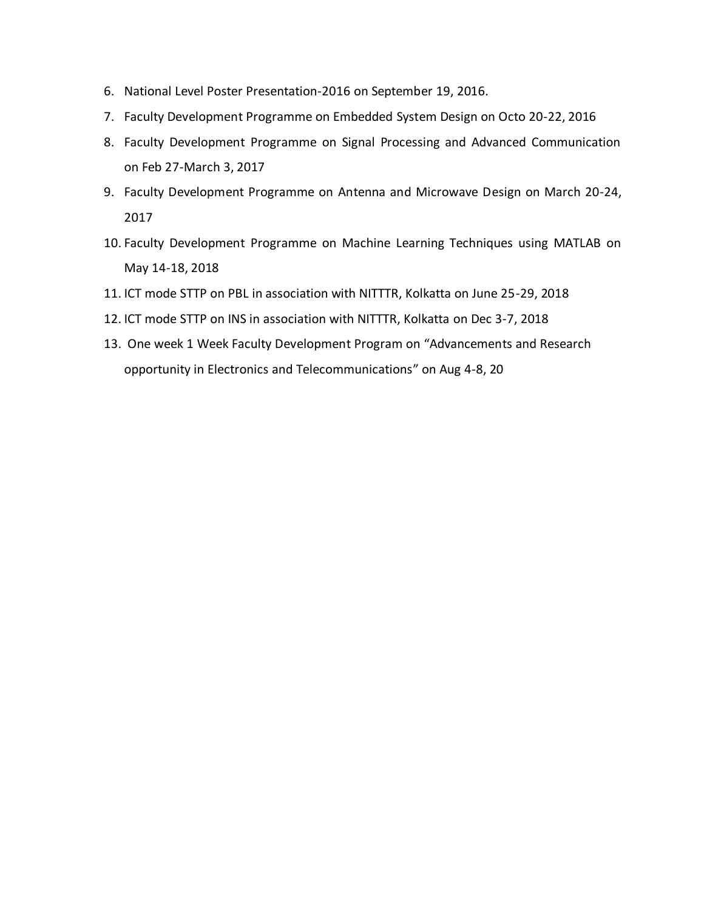6. National Level Poster Presentation-2016 on September 19, 2016.
7. Faculty Development Programme on Embedded System Design on Octo 20-22, 2016
8. Faculty Development Programme on Signal Processing and Advanced Communication on Feb 27-March 3, 2017
9. Faculty Development Programme on Antenna and Microwave Design on March 20-24, 2017
10. Faculty Development Programme on Machine Learning Techniques using MATLAB on May 14-18, 2018
11. ICT mode STTP on PBL in association with NITTTR, Kolkatta on June 25-29, 2018
12. ICT mode STTP on INS in association with NITTTR, Kolkatta on Dec 3-7, 2018
13. One week 1 Week Faculty Development Program on "Advancements and Research opportunity in Electronics and Telecommunications" on Aug 4-8, 20